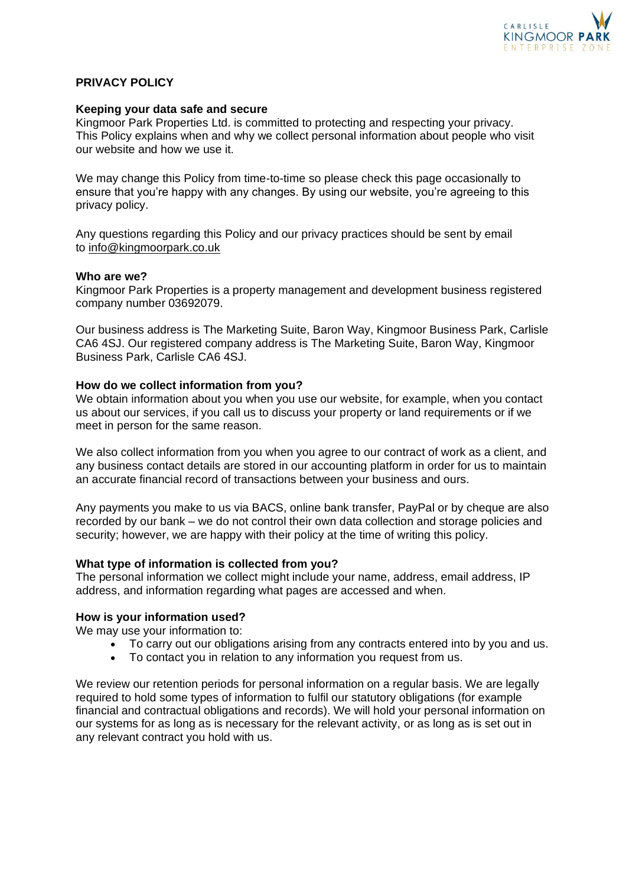# PRIVACY POLICY

**Keeping your data safe and secure**

Kingmoor Park Properties Ltd. is committed to protecting and respecting your privacy. This Policy explains when and why we collect personal information about people who visit our website and how we use it.

We may change this Policy from time-to-time so please check this page occasionally to ensure that you're happy with any changes. By using our website, you're agreeing to this privacy policy.

Any questions regarding this Policy and our privacy practices should be sent by email to info@kingmoorpark.co.uk

**Who are we?**

Kingmoor Park Properties is a property management and development business registered company number 03692079.

Our business address is The Marketing Suite, Baron Way, Kingmoor Business Park, Carlisle CA6 4SJ. Our registered company address is The Marketing Suite, Baron Way, Kingmoor Business Park, Carlisle CA6 4SJ.

**How do we collect information from you?**

We obtain information about you when you use our website, for example, when you contact us about our services, if you call us to discuss your property or land requirements or if we meet in person for the same reason.

We also collect information from you when you agree to our contract of work as a client, and any business contact details are stored in our accounting platform in order for us to maintain an accurate financial record of transactions between your business and ours.

Any payments you make to us via BACS, online bank transfer, PayPal or by cheque are also recorded by our bank – we do not control their own data collection and storage policies and security; however, we are happy with their policy at the time of writing this policy.

**What type of information is collected from you?**

The personal information we collect might include your name, address, email address, IP address, and information regarding what pages are accessed and when.

**How is your information used?**

We may use your information to:

- To carry out our obligations arising from any contracts entered into by you and us.
- To contact you in relation to any information you request from us.

We review our retention periods for personal information on a regular basis. We are legally required to hold some types of information to fulfil our statutory obligations (for example financial and contractual obligations and records). We will hold your personal information on our systems for as long as is necessary for the relevant activity, or as long as is set out in any relevant contract you hold with us.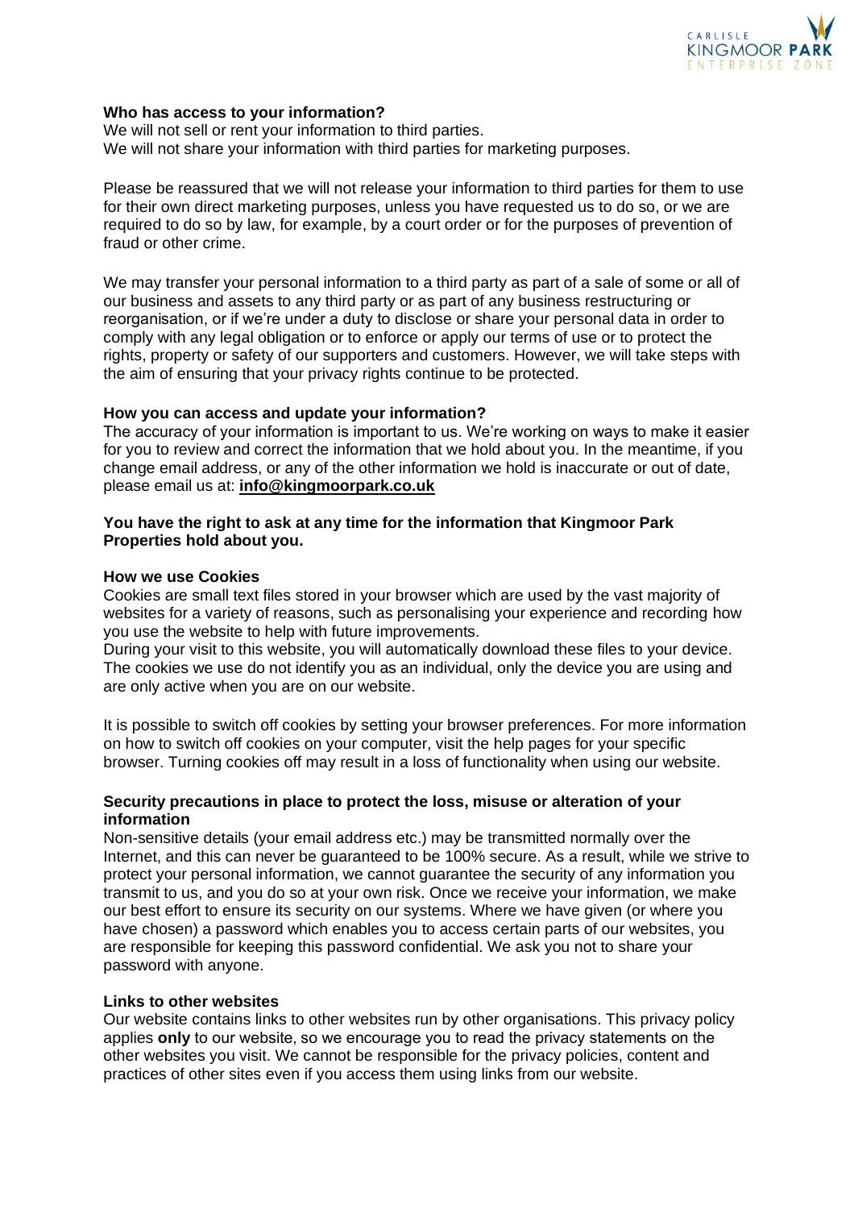**Who has access to your information?**

We will not sell or rent your information to third parties.
We will not share your information with third parties for marketing purposes.

Please be reassured that we will not release your information to third parties for them to use for their own direct marketing purposes, unless you have requested us to do so, or we are required to do so by law, for example, by a court order or for the purposes of prevention of fraud or other crime.

We may transfer your personal information to a third party as part of a sale of some or all of our business and assets to any third party or as part of any business restructuring or reorganisation, or if we're under a duty to disclose or share your personal data in order to comply with any legal obligation or to enforce or apply our terms of use or to protect the rights, property or safety of our supporters and customers. However, we will take steps with the aim of ensuring that your privacy rights continue to be protected.

**How you can access and update your information?**

The accuracy of your information is important to us. We're working on ways to make it easier for you to review and correct the information that we hold about you. In the meantime, if you change email address, or any of the other information we hold is inaccurate or out of date, please email us at: **info@kingmoorpark.co.uk**

**You have the right to ask at any time for the information that Kingmoor Park Properties hold about you.**

**How we use Cookies**

Cookies are small text files stored in your browser which are used by the vast majority of websites for a variety of reasons, such as personalising your experience and recording how you use the website to help with future improvements.
During your visit to this website, you will automatically download these files to your device. The cookies we use do not identify you as an individual, only the device you are using and are only active when you are on our website.

It is possible to switch off cookies by setting your browser preferences. For more information on how to switch off cookies on your computer, visit the help pages for your specific browser. Turning cookies off may result in a loss of functionality when using our website.

**Security precautions in place to protect the loss, misuse or alteration of your information**

Non-sensitive details (your email address etc.) may be transmitted normally over the Internet, and this can never be guaranteed to be 100% secure. As a result, while we strive to protect your personal information, we cannot guarantee the security of any information you transmit to us, and you do so at your own risk. Once we receive your information, we make our best effort to ensure its security on our systems. Where we have given (or where you have chosen) a password which enables you to access certain parts of our websites, you are responsible for keeping this password confidential. We ask you not to share your password with anyone.

**Links to other websites**

Our website contains links to other websites run by other organisations. This privacy policy applies **only** to our website, so we encourage you to read the privacy statements on the other websites you visit. We cannot be responsible for the privacy policies, content and practices of other sites even if you access them using links from our website.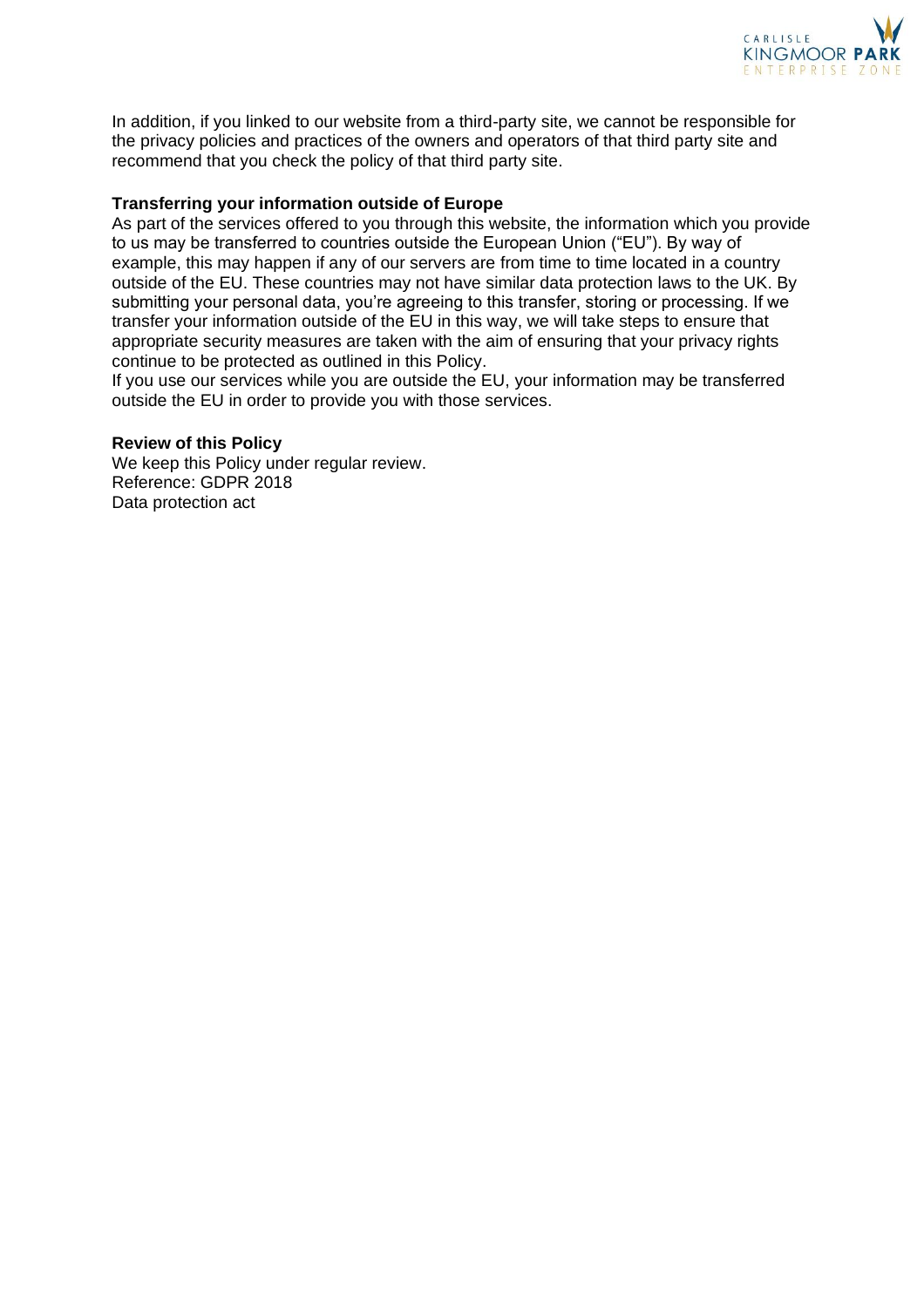In addition, if you linked to our website from a third-party site, we cannot be responsible for the privacy policies and practices of the owners and operators of that third party site and recommend that you check the policy of that third party site.

**Transferring your information outside of Europe**

As part of the services offered to you through this website, the information which you provide to us may be transferred to countries outside the European Union ("EU"). By way of example, this may happen if any of our servers are from time to time located in a country outside of the EU. These countries may not have similar data protection laws to the UK. By submitting your personal data, you're agreeing to this transfer, storing or processing. If we transfer your information outside of the EU in this way, we will take steps to ensure that appropriate security measures are taken with the aim of ensuring that your privacy rights continue to be protected as outlined in this Policy.

If you use our services while you are outside the EU, your information may be transferred outside the EU in order to provide you with those services.

**Review of this Policy**

We keep this Policy under regular review.

Reference: GDPR 2018

Data protection act